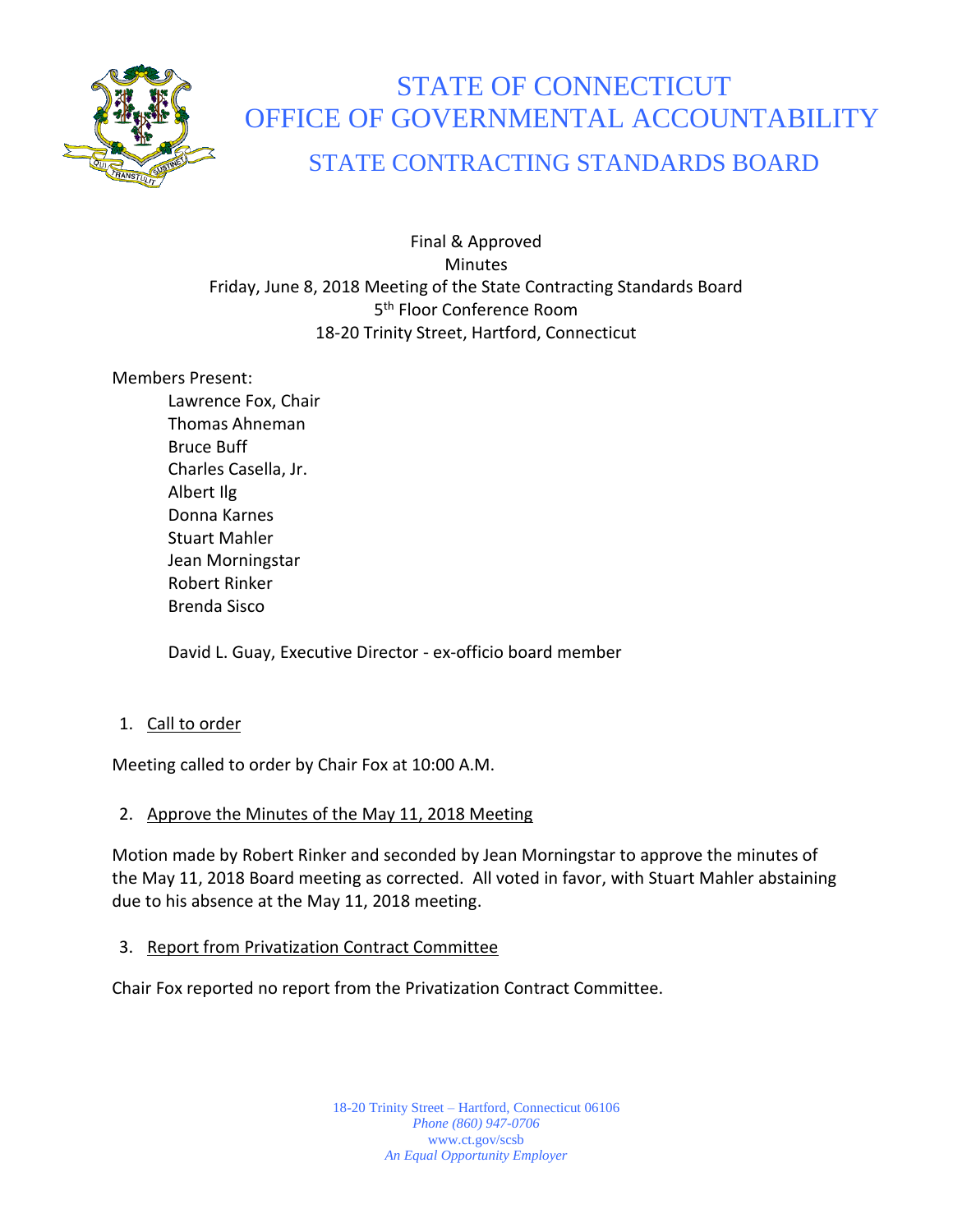# STATE OF CONNECTICUT
# OFFICE OF GOVERNMENTAL ACCOUNTABILITY
## STATE CONTRACTING STANDARDS BOARD

Final & Approved
Minutes
Friday, June 8, 2018 Meeting of the State Contracting Standards Board
5th Floor Conference Room
18-20 Trinity Street, Hartford, Connecticut

Members Present:

Lawrence Fox, Chair
Thomas Ahneman
Bruce Buff
Charles Casella, Jr.
Albert Ilg
Donna Karnes
Stuart Mahler
Jean Morningstar
Robert Rinker
Brenda Sisco

David L. Guay, Executive Director - ex-officio board member

1. Call to order

Meeting called to order by Chair Fox at 10:00 A.M.

2. Approve the Minutes of the May 11, 2018 Meeting

Motion made by Robert Rinker and seconded by Jean Morningstar to approve the minutes of the May 11, 2018 Board meeting as corrected. All voted in favor, with Stuart Mahler abstaining due to his absence at the May 11, 2018 meeting.

3. Report from Privatization Contract Committee

Chair Fox reported no report from the Privatization Contract Committee.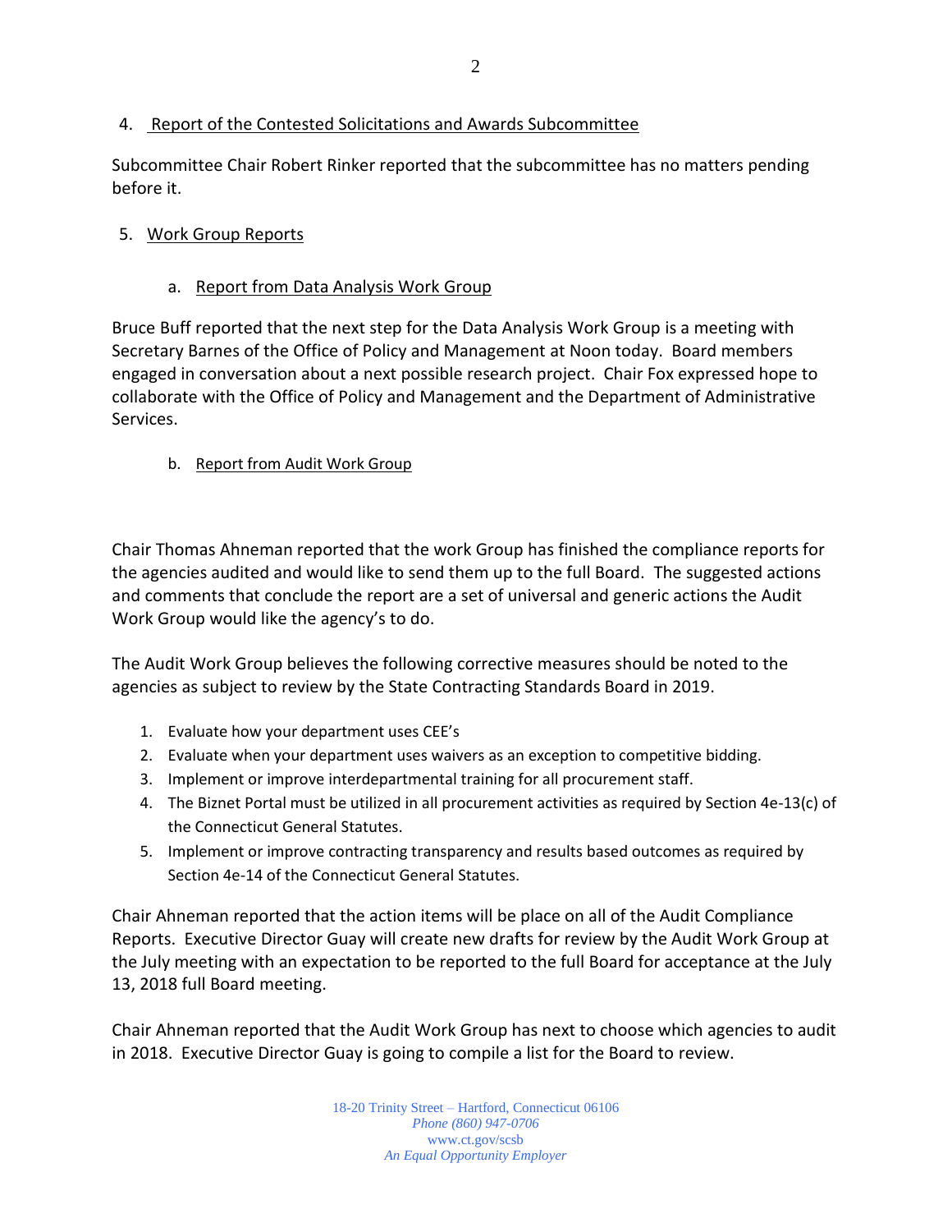4. Report of the Contested Solicitations and Awards Subcommittee

Subcommittee Chair Robert Rinker reported that the subcommittee has no matters pending before it.

5. Work Group Reports

   a. Report from Data Analysis Work Group

Bruce Buff reported that the next step for the Data Analysis Work Group is a meeting with Secretary Barnes of the Office of Policy and Management at Noon today. Board members engaged in conversation about a next possible research project. Chair Fox expressed hope to collaborate with the Office of Policy and Management and the Department of Administrative Services.

   b. Report from Audit Work Group

Chair Thomas Ahneman reported that the work Group has finished the compliance reports for the agencies audited and would like to send them up to the full Board. The suggested actions and comments that conclude the report are a set of universal and generic actions the Audit Work Group would like the agency's to do.

The Audit Work Group believes the following corrective measures should be noted to the agencies as subject to review by the State Contracting Standards Board in 2019.

1. Evaluate how your department uses CEE's
2. Evaluate when your department uses waivers as an exception to competitive bidding.
3. Implement or improve interdepartmental training for all procurement staff.
4. The Biznet Portal must be utilized in all procurement activities as required by Section 4e-13(c) of the Connecticut General Statutes.
5. Implement or improve contracting transparency and results based outcomes as required by Section 4e-14 of the Connecticut General Statutes.

Chair Ahneman reported that the action items will be place on all of the Audit Compliance Reports. Executive Director Guay will create new drafts for review by the Audit Work Group at the July meeting with an expectation to be reported to the full Board for acceptance at the July 13, 2018 full Board meeting.

Chair Ahneman reported that the Audit Work Group has next to choose which agencies to audit in 2018. Executive Director Guay is going to compile a list for the Board to review.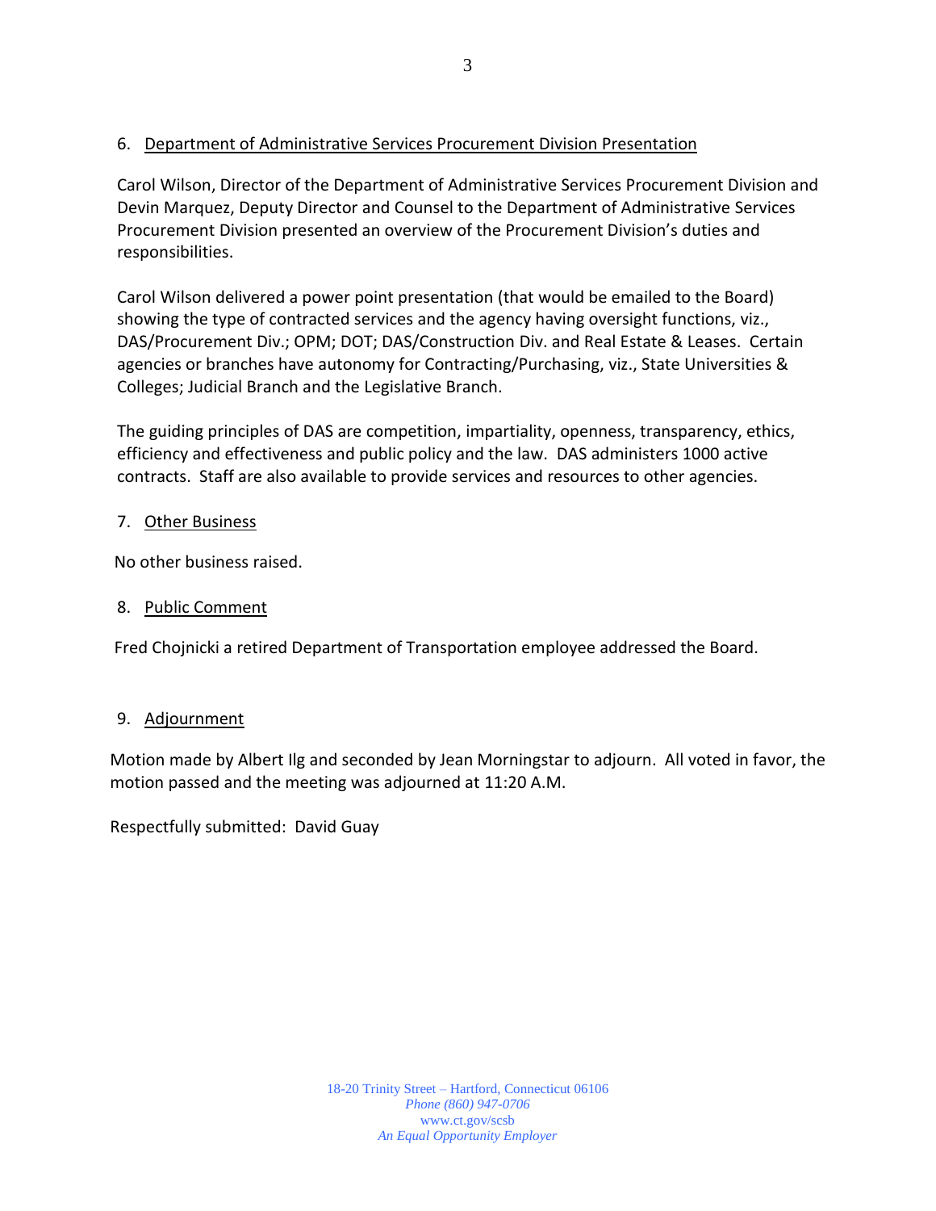6. Department of Administrative Services Procurement Division Presentation

Carol Wilson, Director of the Department of Administrative Services Procurement Division and Devin Marquez, Deputy Director and Counsel to the Department of Administrative Services Procurement Division presented an overview of the Procurement Division's duties and responsibilities.

Carol Wilson delivered a power point presentation (that would be emailed to the Board) showing the type of contracted services and the agency having oversight functions, viz., DAS/Procurement Div.; OPM; DOT; DAS/Construction Div. and Real Estate & Leases. Certain agencies or branches have autonomy for Contracting/Purchasing, viz., State Universities & Colleges; Judicial Branch and the Legislative Branch.

The guiding principles of DAS are competition, impartiality, openness, transparency, ethics, efficiency and effectiveness and public policy and the law. DAS administers 1000 active contracts. Staff are also available to provide services and resources to other agencies.

7. Other Business

No other business raised.

8. Public Comment

Fred Chojnicki a retired Department of Transportation employee addressed the Board.

9. Adjournment

Motion made by Albert Ilg and seconded by Jean Morningstar to adjourn. All voted in favor, the motion passed and the meeting was adjourned at 11:20 A.M.

Respectfully submitted: David Guay

18-20 Trinity Street – Hartford, Connecticut 06106
*Phone (860) 947-0706*
www.ct.gov/scsb
*An Equal Opportunity Employer*